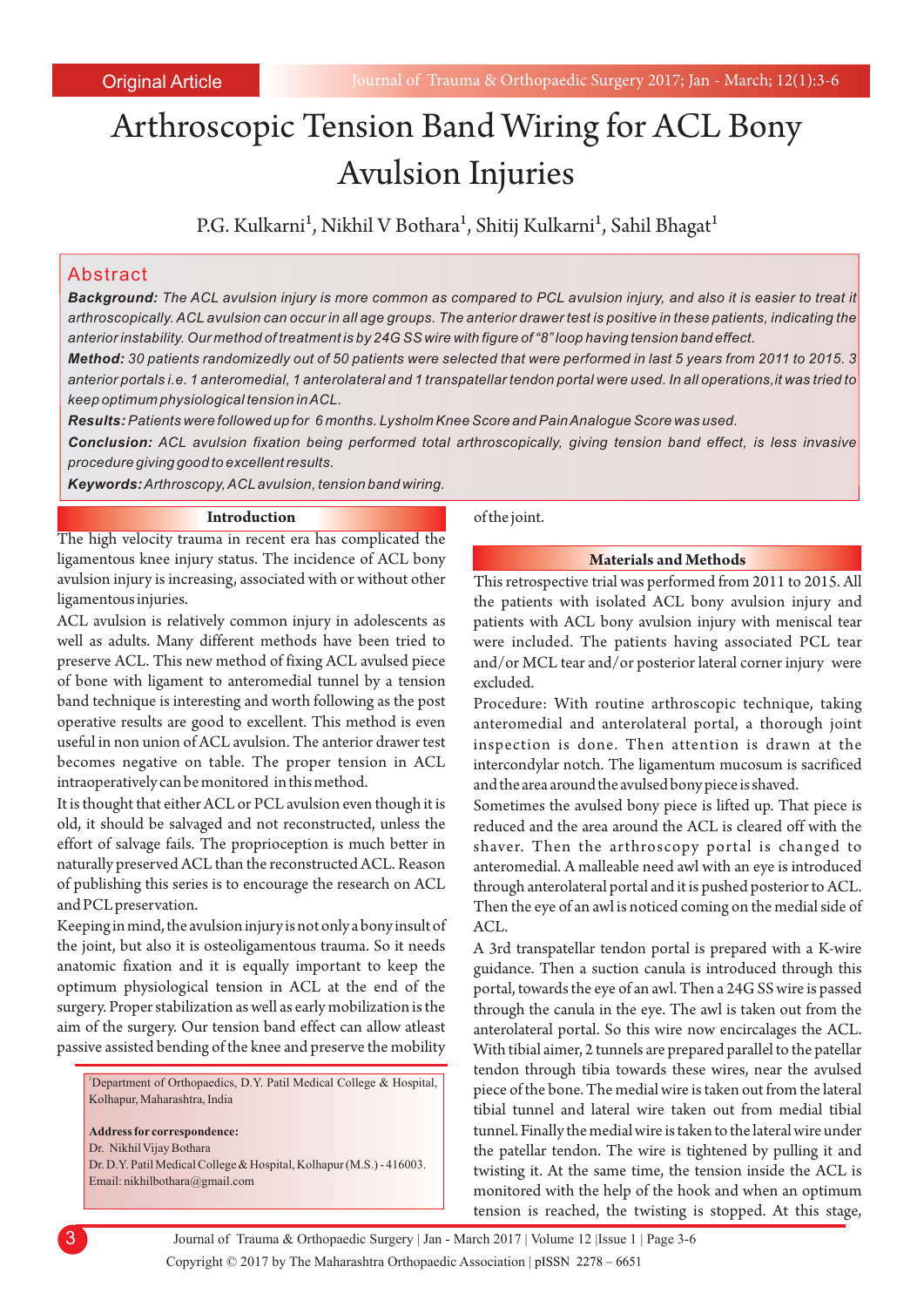Original Article

# Arthroscopic Tension Band Wiring for ACL Bony Avulsion Injuries

P.G. Kulkarni[1], Nikhil V Bothara[1], Shitij Kulkarni[1], Sahil Bhagat[1]

## Abstract

***Background:*** *The ACL avulsion injury is more common as compared to PCL avulsion injury, and also it is easier to treat it arthroscopically. ACL avulsion can occur in all age groups. The anterior drawer test is positive in these patients, indicating the anterior instability. Our method of treatment is by 24G SS wire with figure of "8" loop having tension band effect.*

***Method:*** *30 patients randomizedly out of 50 patients were selected that were performed in last 5 years from 2011 to 2015. 3 anterior portals i.e. 1 anteromedial, 1 anterolateral and 1 transpatellar tendon portal were used. In all operations, it was tried to keep optimum physiological tension in ACL.*

***Results:*** *Patients were followed up for 6 months. Lysholm Knee Score and Pain Analogue Score was used.*

***Conclusion:*** *ACL avulsion fixation being performed total arthroscopically, giving tension band effect, is less invasive procedure giving good to excellent results.*

***Keywords:*** *Arthroscopy, ACL avulsion, tension band wiring.*

## Introduction

The high velocity trauma in recent era has complicated the ligamentous knee injury status. The incidence of ACL bony avulsion injury is increasing, associated with or without other ligamentous injuries.

ACL avulsion is relatively common injury in adolescents as well as adults. Many different methods have been tried to preserve ACL. This new method of fixing ACL avulsed piece of bone with ligament to anteromedial tunnel by a tension band technique is interesting and worth following as the post operative results are good to excellent. This method is even useful in non union of ACL avulsion. The anterior drawer test becomes negative on table. The proper tension in ACL intraoperatively can be monitored in this method.

It is thought that either ACL or PCL avulsion even though it is old, it should be salvaged and not reconstructed, unless the effort of salvage fails. The proprioception is much better in naturally preserved ACL than the reconstructed ACL. Reason of publishing this series is to encourage the research on ACL and PCL preservation.

Keeping in mind, the avulsion injury is not only a bony insult of the joint, but also it is osteoligamentous trauma. So it needs anatomic fixation and it is equally important to keep the optimum physiological tension in ACL at the end of the surgery. Proper stabilization as well as early mobilization is the aim of the surgery. Our tension band effect can allow atleast passive assisted bending of the knee and preserve the mobility of the joint.

[1]Department of Orthopaedics, D.Y. Patil Medical College & Hospital, Kolhapur, Maharashtra, India

**Address for correspondence:**
Dr. Nikhil Vijay Bothara
Dr. D.Y. Patil Medical College & Hospital, Kolhapur (M.S.) - 416003.
Email: nikhilbothara@gmail.com

## Materials and Methods

This retrospective trial was performed from 2011 to 2015. All the patients with isolated ACL bony avulsion injury and patients with ACL bony avulsion injury with meniscal tear were included. The patients having associated PCL tear and/or MCL tear and/or posterior lateral corner injury were excluded.

Procedure: With routine arthroscopic technique, taking anteromedial and anterolateral portal, a thorough joint inspection is done. Then attention is drawn at the intercondylar notch. The ligamentum mucosum is sacrificed and the area around the avulsed bony piece is shaved.

Sometimes the avulsed bony piece is lifted up. That piece is reduced and the area around the ACL is cleared off with the shaver. Then the arthroscopy portal is changed to anteromedial. A malleable need awl with an eye is introduced through anterolateral portal and it is pushed posterior to ACL. Then the eye of an awl is noticed coming on the medial side of ACL.

A 3rd transpatellar tendon portal is prepared with a K-wire guidance. Then a suction canula is introduced through this portal, towards the eye of an awl. Then a 24G SS wire is passed through the canula in the eye. The awl is taken out from the anterolateral portal. So this wire now encircalages the ACL. With tibial aimer, 2 tunnels are prepared parallel to the patellar tendon through tibia towards these wires, near the avulsed piece of the bone. The medial wire is taken out from the lateral tibial tunnel and lateral wire taken out from medial tibial tunnel. Finally the medial wire is taken to the lateral wire under the patellar tendon. The wire is tightened by pulling it and twisting it. At the same time, the tension inside the ACL is monitored with the help of the hook and when an optimum tension is reached, the twisting is stopped. At this stage,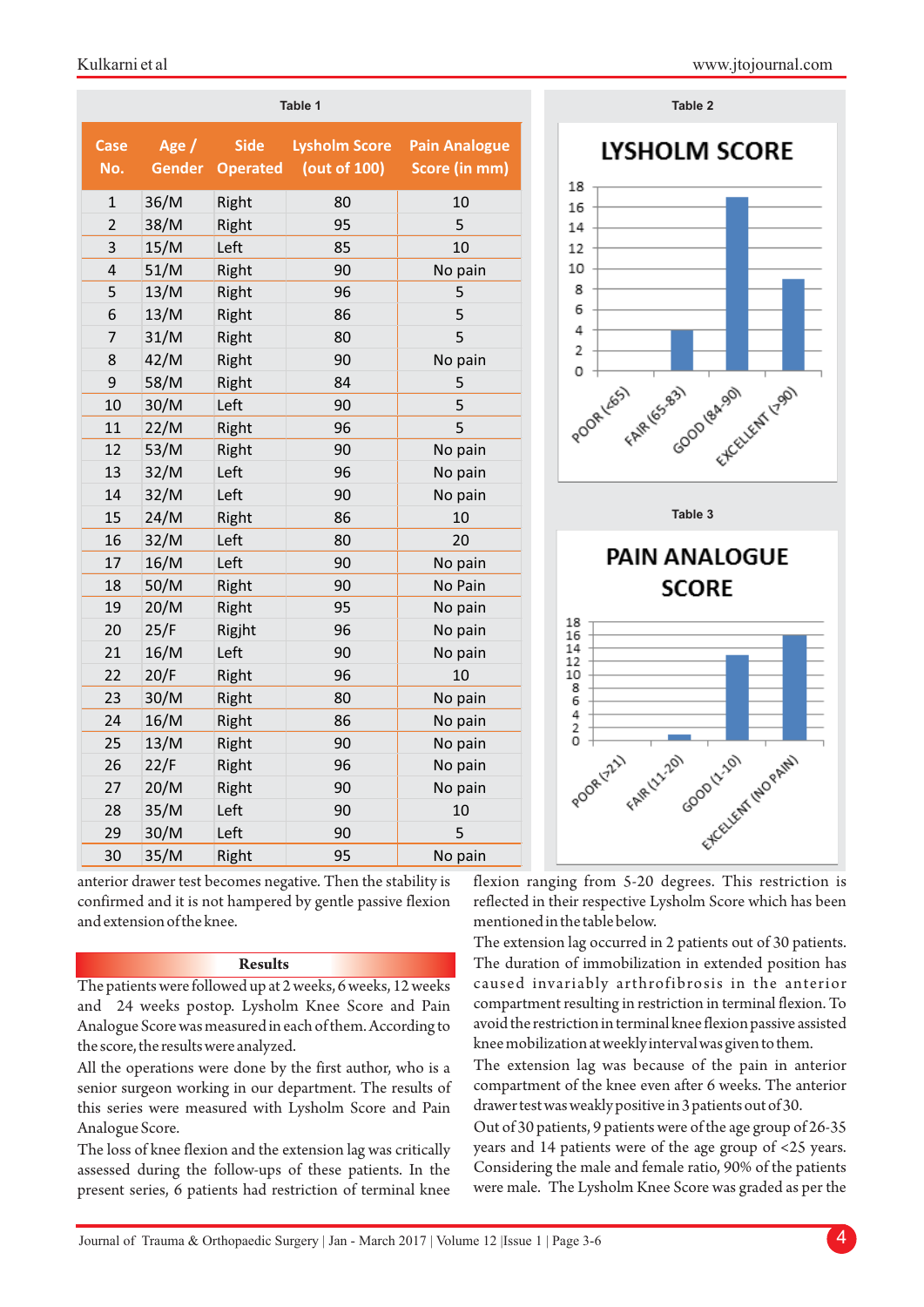Table 1

| Case No. | Age / Gender | Side Operated | Lysholm Score (out of 100) | Pain Analogue Score (in mm) |
|---|---|---|---|---|
| 1 | 36/M | Right | 80 | 10 |
| 2 | 38/M | Right | 95 | 5 |
| 3 | 15/M | Left | 85 | 10 |
| 4 | 51/M | Right | 90 | No pain |
| 5 | 13/M | Right | 96 | 5 |
| 6 | 13/M | Right | 86 | 5 |
| 7 | 31/M | Right | 80 | 5 |
| 8 | 42/M | Right | 90 | No pain |
| 9 | 58/M | Right | 84 | 5 |
| 10 | 30/M | Left | 90 | 5 |
| 11 | 22/M | Right | 96 | 5 |
| 12 | 53/M | Right | 90 | No pain |
| 13 | 32/M | Left | 96 | No pain |
| 14 | 32/M | Left | 90 | No pain |
| 15 | 24/M | Right | 86 | 10 |
| 16 | 32/M | Left | 80 | 20 |
| 17 | 16/M | Left | 90 | No pain |
| 18 | 50/M | Right | 90 | No Pain |
| 19 | 20/M | Right | 95 | No pain |
| 20 | 25/F | Rigjht | 96 | No pain |
| 21 | 16/M | Left | 90 | No pain |
| 22 | 20/F | Right | 96 | 10 |
| 23 | 30/M | Right | 80 | No pain |
| 24 | 16/M | Right | 86 | No pain |
| 25 | 13/M | Right | 90 | No pain |
| 26 | 22/F | Right | 96 | No pain |
| 27 | 20/M | Right | 90 | No pain |
| 28 | 35/M | Left | 90 | 10 |
| 29 | 30/M | Left | 90 | 5 |
| 30 | 35/M | Right | 95 | No pain |

Table 2

LYSHOLM SCORE

| Category | Number of patients |
|---|---|
| POOR (<65) | 0 |
| FAIR (65-83) | 4 |
| GOOD (84-90) | 17 |
| EXCELLENT (>90) | 9 |

Table 3

PAIN ANALOGUE SCORE

| Category | Number of patients |
|---|---|
| POOR (>21) | 0 |
| FAIR (11-20) | 1 |
| GOOD (1-10) | 13 |
| EXCELLENT (NO PAIN) | 16 |

anterior drawer test becomes negative. Then the stability is confirmed and it is not hampered by gentle passive flexion and extension of the knee.

## Results

The patients were followed up at 2 weeks, 6 weeks, 12 weeks and 24 weeks postop. Lysholm Knee Score and Pain Analogue Score was measured in each of them. According to the score, the results were analyzed.

All the operations were done by the first author, who is a senior surgeon working in our department. The results of this series were measured with Lysholm Score and Pain Analogue Score.

The loss of knee flexion and the extension lag was critically assessed during the follow-ups of these patients. In the present series, 6 patients had restriction of terminal knee flexion ranging from 5-20 degrees. This restriction is reflected in their respective Lysholm Score which has been mentioned in the table below.

The extension lag occurred in 2 patients out of 30 patients. The duration of immobilization in extended position has caused invariably arthrofibrosis in the anterior compartment resulting in restriction in terminal flexion. To avoid the restriction in terminal knee flexion passive assisted knee mobilization at weekly interval was given to them.

The extension lag was because of the pain in anterior compartment of the knee even after 6 weeks. The anterior drawer test was weakly positive in 3 patients out of 30.

Out of 30 patients, 9 patients were of the age group of 26-35 years and 14 patients were of the age group of <25 years. Considering the male and female ratio, 90% of the patients were male. The Lysholm Knee Score was graded as per the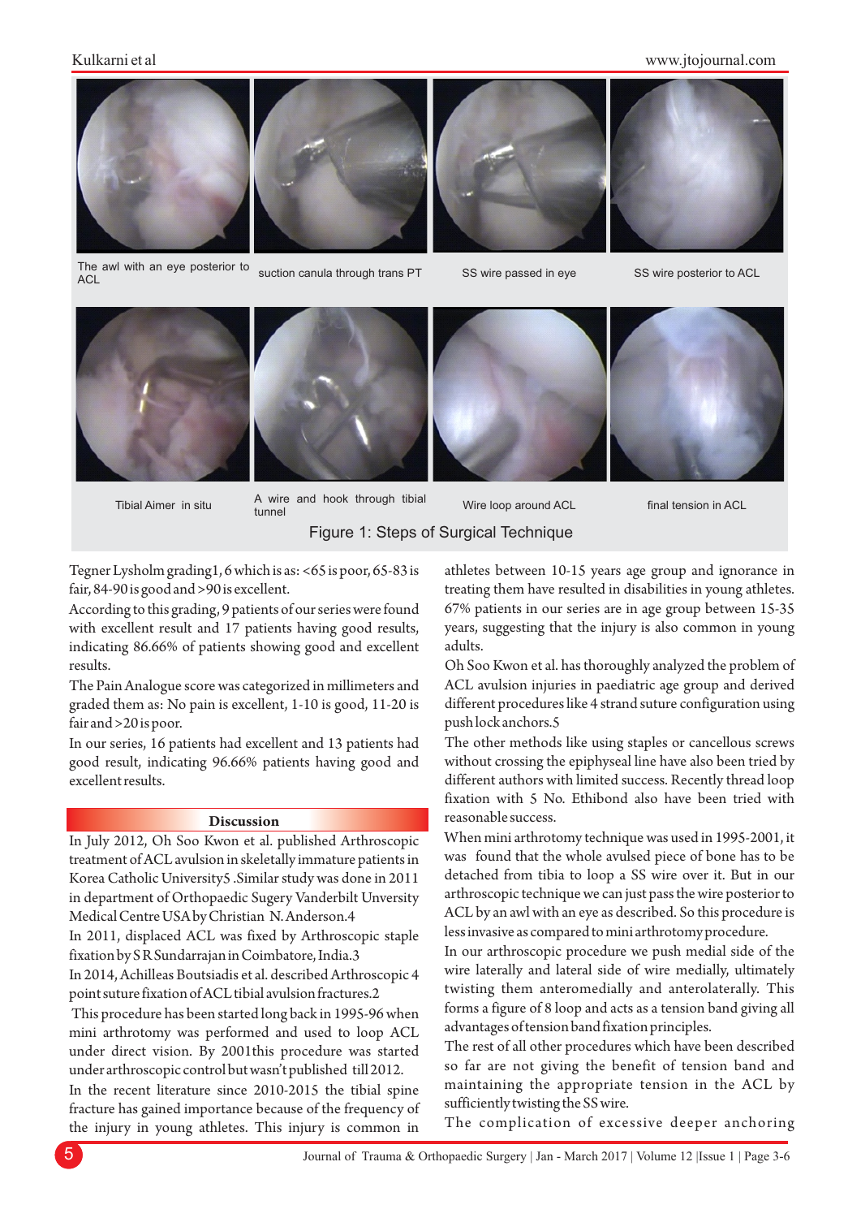The awl with an eye posterior to ACL

suction canula through trans PT

SS wire passed in eye

SS wire posterior to ACL

Tibial Aimer in situ

A wire and hook through tibial tunnel

Wire loop around ACL

final tension in ACL

Figure 1: Steps of Surgical Technique

Tegner Lysholm grading1, 6 which is as: <65 is poor, 65-83 is fair, 84-90 is good and >90 is excellent.

According to this grading, 9 patients of our series were found with excellent result and 17 patients having good results, indicating 86.66% of patients showing good and excellent results.

The Pain Analogue score was categorized in millimeters and graded them as: No pain is excellent, 1-10 is good, 11-20 is fair and >20 is poor.

In our series, 16 patients had excellent and 13 patients had good result, indicating 96.66% patients having good and excellent results.

## Discussion

In July 2012, Oh Soo Kwon et al. published Arthroscopic treatment of ACL avulsion in skeletally immature patients in Korea Catholic University5 .Similar study was done in 2011 in department of Orthopaedic Sugery Vanderbilt Unversity Medical Centre USA by Christian N. Anderson.4

In 2011, displaced ACL was fixed by Arthroscopic staple fixation by S R Sundarrajan in Coimbatore, India.3

In 2014, Achilleas Boutsiadis et al. described Arthroscopic 4 point suture fixation of ACL tibial avulsion fractures.2

This procedure has been started long back in 1995-96 when mini arthrotomy was performed and used to loop ACL under direct vision. By 2001this procedure was started under arthroscopic control but wasn't published till 2012.

In the recent literature since 2010-2015 the tibial spine fracture has gained importance because of the frequency of the injury in young athletes. This injury is common in athletes between 10-15 years age group and ignorance in treating them have resulted in disabilities in young athletes. 67% patients in our series are in age group between 15-35 years, suggesting that the injury is also common in young adults.

Oh Soo Kwon et al. has thoroughly analyzed the problem of ACL avulsion injuries in paediatric age group and derived different procedures like 4 strand suture configuration using push lock anchors.5

The other methods like using staples or cancellous screws without crossing the epiphyseal line have also been tried by different authors with limited success. Recently thread loop fixation with 5 No. Ethibond also have been tried with reasonable success.

When mini arthrotomy technique was used in 1995-2001, it was found that the whole avulsed piece of bone has to be detached from tibia to loop a SS wire over it. But in our arthroscopic technique we can just pass the wire posterior to ACL by an awl with an eye as described. So this procedure is less invasive as compared to mini arthrotomy procedure.

In our arthroscopic procedure we push medial side of the wire laterally and lateral side of wire medially, ultimately twisting them anteromedially and anterolaterally. This forms a figure of 8 loop and acts as a tension band giving all advantages of tension band fixation principles.

The rest of all other procedures which have been described so far are not giving the benefit of tension band and maintaining the appropriate tension in the ACL by sufficiently twisting the SS wire.

The complication of excessive deeper anchoring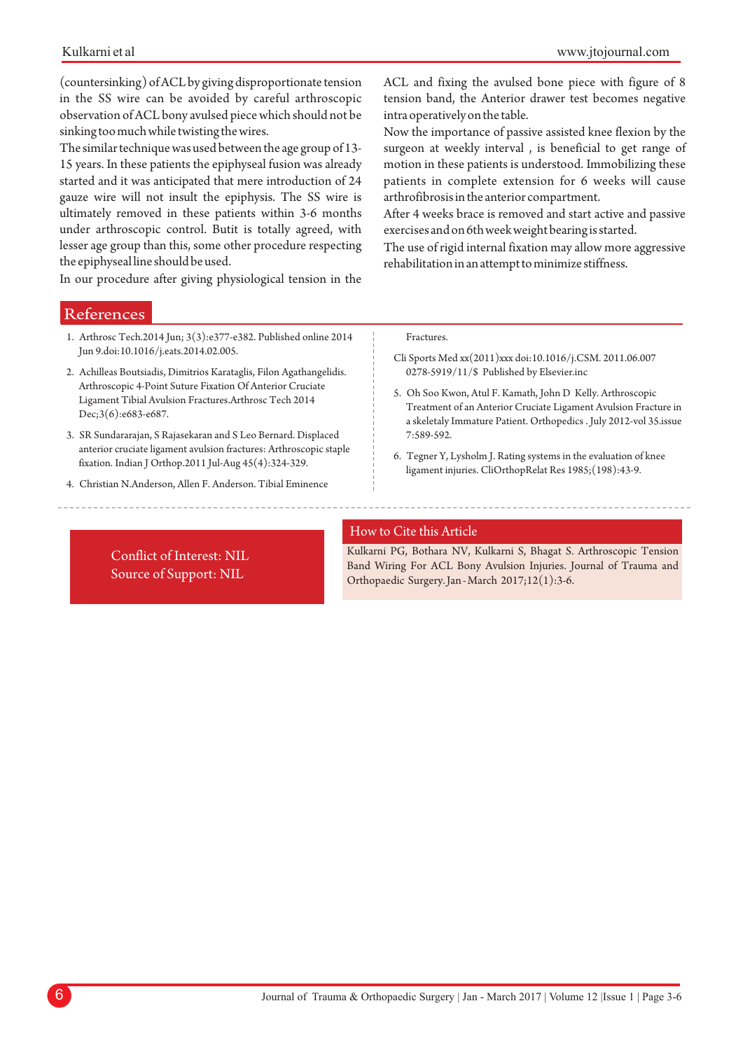(countersinking) of ACL by giving disproportionate tension in the SS wire can be avoided by careful arthroscopic observation of ACL bony avulsed piece which should not be sinking too much while twisting the wires.

The similar technique was used between the age group of 13-15 years. In these patients the epiphyseal fusion was already started and it was anticipated that mere introduction of 24 gauze wire will not insult the epiphysis. The SS wire is ultimately removed in these patients within 3-6 months under arthroscopic control. Butit is totally agreed, with lesser age group than this, some other procedure respecting the epiphyseal line should be used.

In our procedure after giving physiological tension in the ACL and fixing the avulsed bone piece with figure of 8 tension band, the Anterior drawer test becomes negative intra operatively on the table.

Now the importance of passive assisted knee flexion by the surgeon at weekly interval , is beneficial to get range of motion in these patients is understood. Immobilizing these patients in complete extension for 6 weeks will cause arthrofibrosis in the anterior compartment.

After 4 weeks brace is removed and start active and passive exercises and on 6th week weight bearing is started.

The use of rigid internal fixation may allow more aggressive rehabilitation in an attempt to minimize stiffness.

## References

1. Arthrosc Tech.2014 Jun; 3(3):e377-e382. Published online 2014 Jun 9.doi:10.1016/j.eats.2014.02.005.
2. Achilleas Boutsiadis, Dimitrios Karataglis, Filon Agathangelidis. Arthroscopic 4-Point Suture Fixation Of Anterior Cruciate Ligament Tibial Avulsion Fractures.Arthrosc Tech 2014 Dec;3(6):e683-e687.
3. SR Sundararajan, S Rajasekaran and S Leo Bernard. Displaced anterior cruciate ligament avulsion fractures: Arthroscopic staple fixation. Indian J Orthop.2011 Jul-Aug 45(4):324-329.
4. Christian N.Anderson, Allen F. Anderson. Tibial Eminence Fractures.

   Cli Sports Med xx(2011)xxx doi:10.1016/j.CSM. 2011.06.007 0278-5919/11/$ Published by Elsevier.inc
5. Oh Soo Kwon, Atul F. Kamath, John D Kelly. Arthroscopic Treatment of an Anterior Cruciate Ligament Avulsion Fracture in a skeletaly Immature Patient. Orthopedics . July 2012-vol 35.issue 7:589-592.
6. Tegner Y, Lysholm J. Rating systems in the evaluation of knee ligament injuries. CliOrthopRelat Res 1985;(198):43-9.

Conflict of Interest: NIL
Source of Support: NIL

### How to Cite this Article

Kulkarni PG, Bothara NV, Kulkarni S, Bhagat S. Arthroscopic Tension Band Wiring For ACL Bony Avulsion Injuries. Journal of Trauma and Orthopaedic Surgery. Jan - March 2017;12(1):3-6.